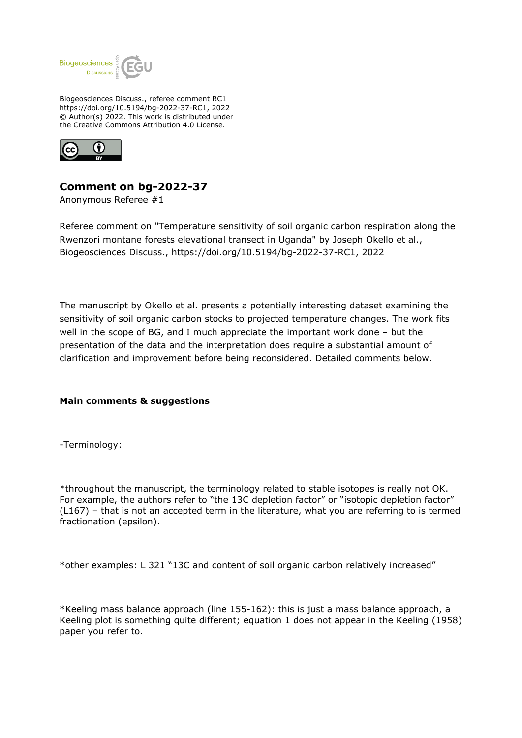Biogeosciences Discuss., referee comment RC1
https://doi.org/10.5194/bg-2022-37-RC1, 2022
© Author(s) 2022. This work is distributed under
the Creative Commons Attribution 4.0 License.

# Comment on bg-2022-37

Anonymous Referee #1

Referee comment on "Temperature sensitivity of soil organic carbon respiration along the Rwenzori montane forests elevational transect in Uganda" by Joseph Okello et al., Biogeosciences Discuss., https://doi.org/10.5194/bg-2022-37-RC1, 2022

The manuscript by Okello et al. presents a potentially interesting dataset examining the sensitivity of soil organic carbon stocks to projected temperature changes. The work fits well in the scope of BG, and I much appreciate the important work done – but the presentation of the data and the interpretation does require a substantial amount of clarification and improvement before being reconsidered. Detailed comments below.

**Main comments & suggestions**

-Terminology:

*throughout the manuscript, the terminology related to stable isotopes is really not OK. For example, the authors refer to "the 13C depletion factor" or "isotopic depletion factor" (L167) – that is not an accepted term in the literature, what you are referring to is termed fractionation (epsilon).

*other examples: L 321 "13C and content of soil organic carbon relatively increased"

*Keeling mass balance approach (line 155-162): this is just a mass balance approach, a Keeling plot is something quite different; equation 1 does not appear in the Keeling (1958) paper you refer to.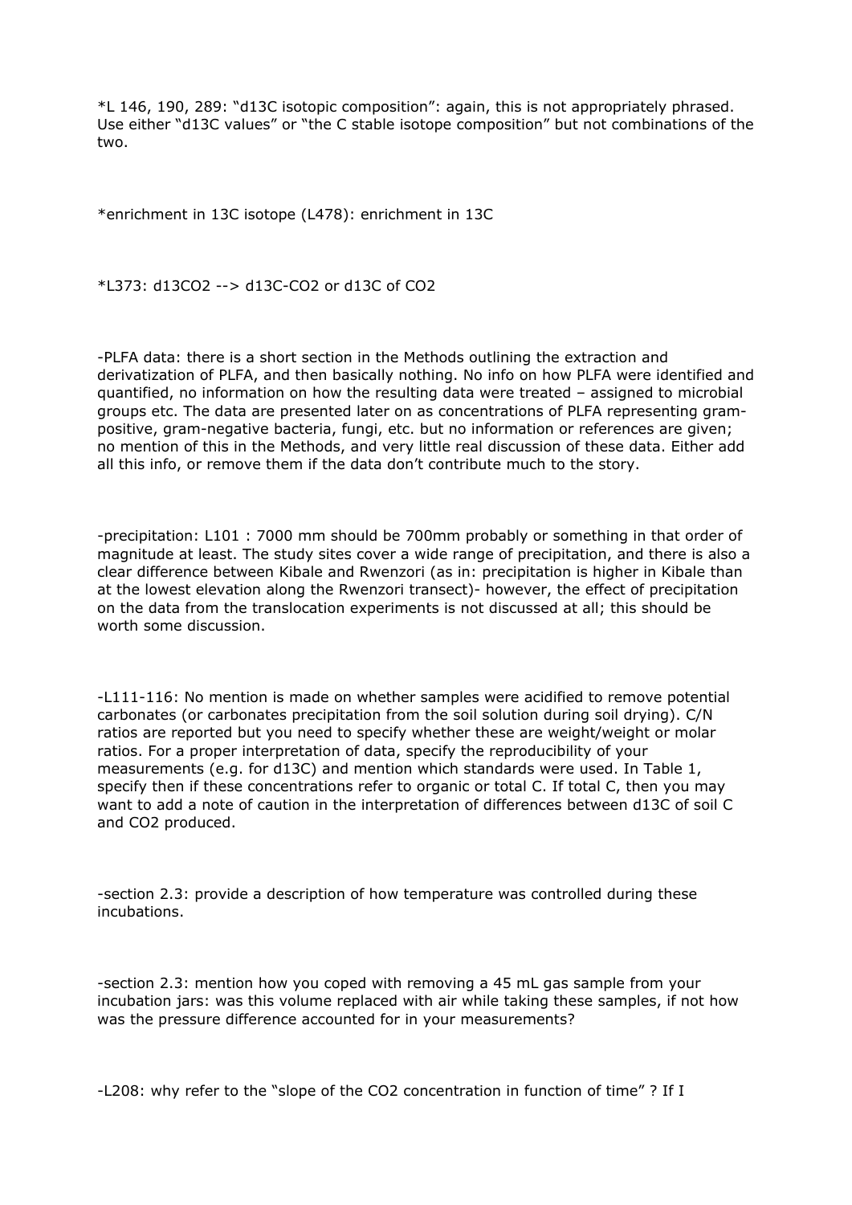*L 146, 190, 289: "d13C isotopic composition": again, this is not appropriately phrased. Use either "d13C values" or "the C stable isotope composition" but not combinations of the two.

*enrichment in 13C isotope (L478): enrichment in 13C

*L373: d13CO2 --> d13C-CO2 or d13C of CO2

-PLFA data: there is a short section in the Methods outlining the extraction and derivatization of PLFA, and then basically nothing. No info on how PLFA were identified and quantified, no information on how the resulting data were treated – assigned to microbial groups etc. The data are presented later on as concentrations of PLFA representing gram-positive, gram-negative bacteria, fungi, etc. but no information or references are given; no mention of this in the Methods, and very little real discussion of these data. Either add all this info, or remove them if the data don't contribute much to the story.

-precipitation: L101 : 7000 mm should be 700mm probably or something in that order of magnitude at least. The study sites cover a wide range of precipitation, and there is also a clear difference between Kibale and Rwenzori (as in: precipitation is higher in Kibale than at the lowest elevation along the Rwenzori transect)- however, the effect of precipitation on the data from the translocation experiments is not discussed at all; this should be worth some discussion.

-L111-116: No mention is made on whether samples were acidified to remove potential carbonates (or carbonates precipitation from the soil solution during soil drying). C/N ratios are reported but you need to specify whether these are weight/weight or molar ratios. For a proper interpretation of data, specify the reproducibility of your measurements (e.g. for d13C) and mention which standards were used. In Table 1, specify then if these concentrations refer to organic or total C. If total C, then you may want to add a note of caution in the interpretation of differences between d13C of soil C and CO2 produced.

-section 2.3: provide a description of how temperature was controlled during these incubations.

-section 2.3: mention how you coped with removing a 45 mL gas sample from your incubation jars: was this volume replaced with air while taking these samples, if not how was the pressure difference accounted for in your measurements?

-L208: why refer to the "slope of the CO2 concentration in function of time" ? If I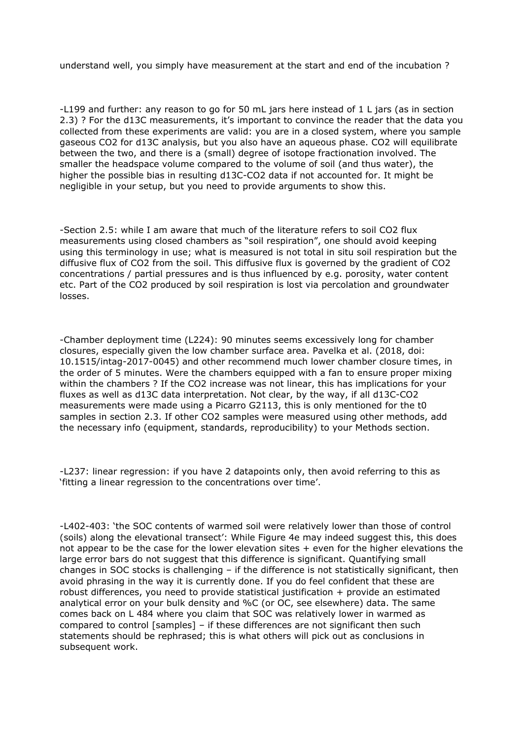understand well, you simply have measurement at the start and end of the incubation ?

-L199 and further: any reason to go for 50 mL jars here instead of 1 L jars (as in section 2.3) ? For the d13C measurements, it's important to convince the reader that the data you collected from these experiments are valid: you are in a closed system, where you sample gaseous $CO_2$ for d13C analysis, but you also have an aqueous phase. $CO_2$ will equilibrate between the two, and there is a (small) degree of isotope fractionation involved. The smaller the headspace volume compared to the volume of soil (and thus water), the higher the possible bias in resulting d13C-$CO_2$ data if not accounted for. It might be negligible in your setup, but you need to provide arguments to show this.

-Section 2.5: while I am aware that much of the literature refers to soil $CO_2$ flux measurements using closed chambers as "soil respiration", one should avoid keeping using this terminology in use; what is measured is not total in situ soil respiration but the diffusive flux of $CO_2$ from the soil. This diffusive flux is governed by the gradient of $CO_2$ concentrations / partial pressures and is thus influenced by e.g. porosity, water content etc. Part of the $CO_2$ produced by soil respiration is lost via percolation and groundwater losses.

-Chamber deployment time (L224): 90 minutes seems excessively long for chamber closures, especially given the low chamber surface area. Pavelka et al. (2018, doi: 10.1515/intag-2017-0045) and other recommend much lower chamber closure times, in the order of 5 minutes. Were the chambers equipped with a fan to ensure proper mixing within the chambers ? If the $CO_2$ increase was not linear, this has implications for your fluxes as well as d13C data interpretation. Not clear, by the way, if all d13C-$CO_2$ measurements were made using a Picarro G2113, this is only mentioned for the t0 samples in section 2.3. If other $CO_2$ samples were measured using other methods, add the necessary info (equipment, standards, reproducibility) to your Methods section.

-L237: linear regression: if you have 2 datapoints only, then avoid referring to this as 'fitting a linear regression to the concentrations over time'.

-L402-403: 'the SOC contents of warmed soil were relatively lower than those of control (soils) along the elevational transect': While Figure 4e may indeed suggest this, this does not appear to be the case for the lower elevation sites + even for the higher elevations the large error bars do not suggest that this difference is significant. Quantifying small changes in SOC stocks is challenging – if the difference is not statistically significant, then avoid phrasing in the way it is currently done. If you do feel confident that these are robust differences, you need to provide statistical justification + provide an estimated analytical error on your bulk density and %C (or OC, see elsewhere) data. The same comes back on L 484 where you claim that SOC was relatively lower in warmed as compared to control [samples] – if these differences are not significant then such statements should be rephrased; this is what others will pick out as conclusions in subsequent work.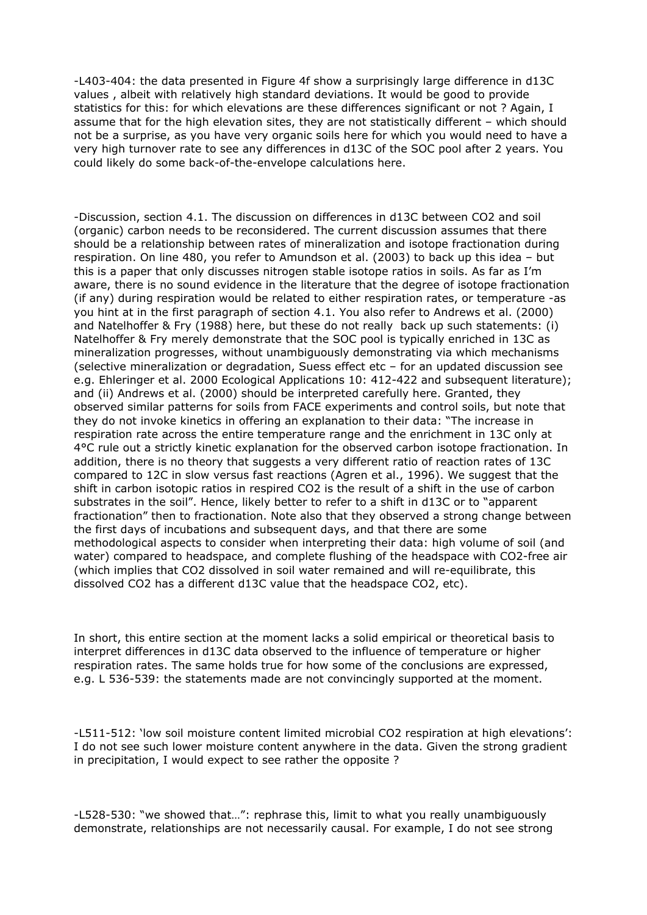-L403-404: the data presented in Figure 4f show a surprisingly large difference in d13C values , albeit with relatively high standard deviations. It would be good to provide statistics for this: for which elevations are these differences significant or not ? Again, I assume that for the high elevation sites, they are not statistically different – which should not be a surprise, as you have very organic soils here for which you would need to have a very high turnover rate to see any differences in d13C of the SOC pool after 2 years. You could likely do some back-of-the-envelope calculations here.

-Discussion, section 4.1. The discussion on differences in d13C between CO2 and soil (organic) carbon needs to be reconsidered. The current discussion assumes that there should be a relationship between rates of mineralization and isotope fractionation during respiration. On line 480, you refer to Amundson et al. (2003) to back up this idea – but this is a paper that only discusses nitrogen stable isotope ratios in soils. As far as I'm aware, there is no sound evidence in the literature that the degree of isotope fractionation (if any) during respiration would be related to either respiration rates, or temperature -as you hint at in the first paragraph of section 4.1. You also refer to Andrews et al. (2000) and Natelhoffer & Fry (1988) here, but these do not really back up such statements: (i) Natelhoffer & Fry merely demonstrate that the SOC pool is typically enriched in 13C as mineralization progresses, without unambiguously demonstrating via which mechanisms (selective mineralization or degradation, Suess effect etc – for an updated discussion see e.g. Ehleringer et al. 2000 Ecological Applications 10: 412-422 and subsequent literature); and (ii) Andrews et al. (2000) should be interpreted carefully here. Granted, they observed similar patterns for soils from FACE experiments and control soils, but note that they do not invoke kinetics in offering an explanation to their data: "The increase in respiration rate across the entire temperature range and the enrichment in 13C only at 4°C rule out a strictly kinetic explanation for the observed carbon isotope fractionation. In addition, there is no theory that suggests a very different ratio of reaction rates of 13C compared to 12C in slow versus fast reactions (Agren et al., 1996). We suggest that the shift in carbon isotopic ratios in respired CO2 is the result of a shift in the use of carbon substrates in the soil". Hence, likely better to refer to a shift in d13C or to "apparent fractionation" then to fractionation. Note also that they observed a strong change between the first days of incubations and subsequent days, and that there are some methodological aspects to consider when interpreting their data: high volume of soil (and water) compared to headspace, and complete flushing of the headspace with CO2-free air (which implies that CO2 dissolved in soil water remained and will re-equilibrate, this dissolved CO2 has a different d13C value that the headspace CO2, etc).

In short, this entire section at the moment lacks a solid empirical or theoretical basis to interpret differences in d13C data observed to the influence of temperature or higher respiration rates. The same holds true for how some of the conclusions are expressed, e.g. L 536-539: the statements made are not convincingly supported at the moment.

-L511-512: 'low soil moisture content limited microbial CO2 respiration at high elevations': I do not see such lower moisture content anywhere in the data. Given the strong gradient in precipitation, I would expect to see rather the opposite ?

-L528-530: "we showed that…": rephrase this, limit to what you really unambiguously demonstrate, relationships are not necessarily causal. For example, I do not see strong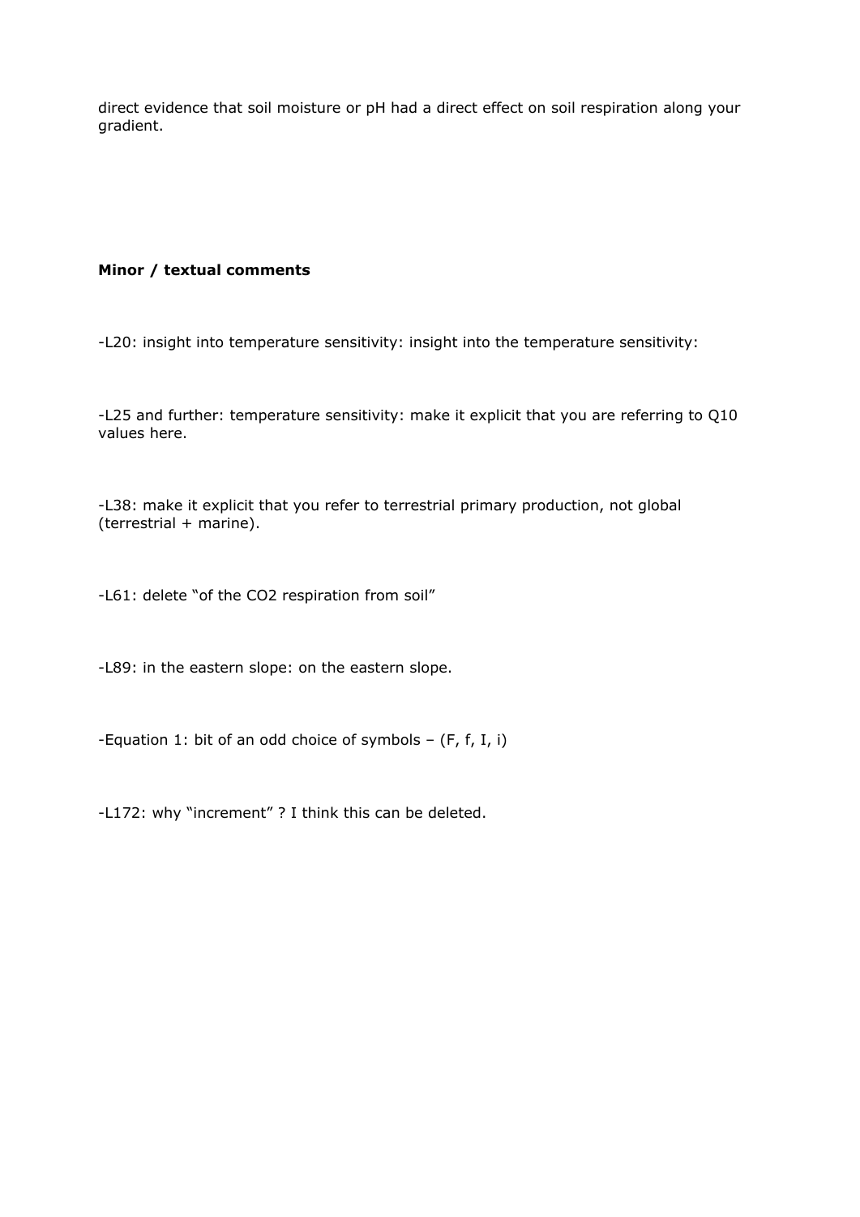direct evidence that soil moisture or pH had a direct effect on soil respiration along your gradient.

**Minor / textual comments**

-L20: insight into temperature sensitivity: insight into the temperature sensitivity:

-L25 and further: temperature sensitivity: make it explicit that you are referring to Q10 values here.

-L38: make it explicit that you refer to terrestrial primary production, not global (terrestrial + marine).

-L61: delete "of the $CO_2$ respiration from soil"

-L89: in the eastern slope: on the eastern slope.

-Equation 1: bit of an odd choice of symbols – (F, f, I, i)

-L172: why "increment" ? I think this can be deleted.